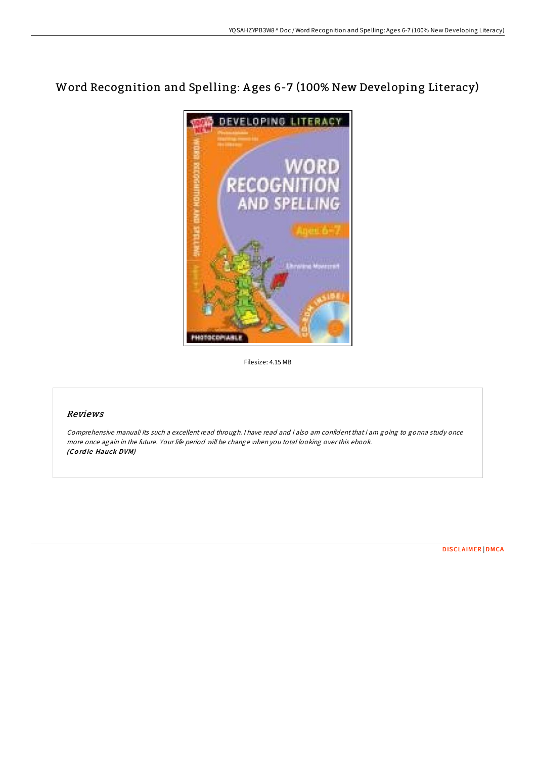# Word Recognition and Spelling: Ages 6-7 (100% New Developing Literacy)

Filesize: 4.15 MB

## Reviews

*Comprehensive manual! Its such a excellent read through. I have read and i also am confident that i am going to gonna study once more once again in the future. Your life period will be change when you total looking over this ebook.*
***(Cordie Hauck DVM)***

DISCLAIMER | DMCA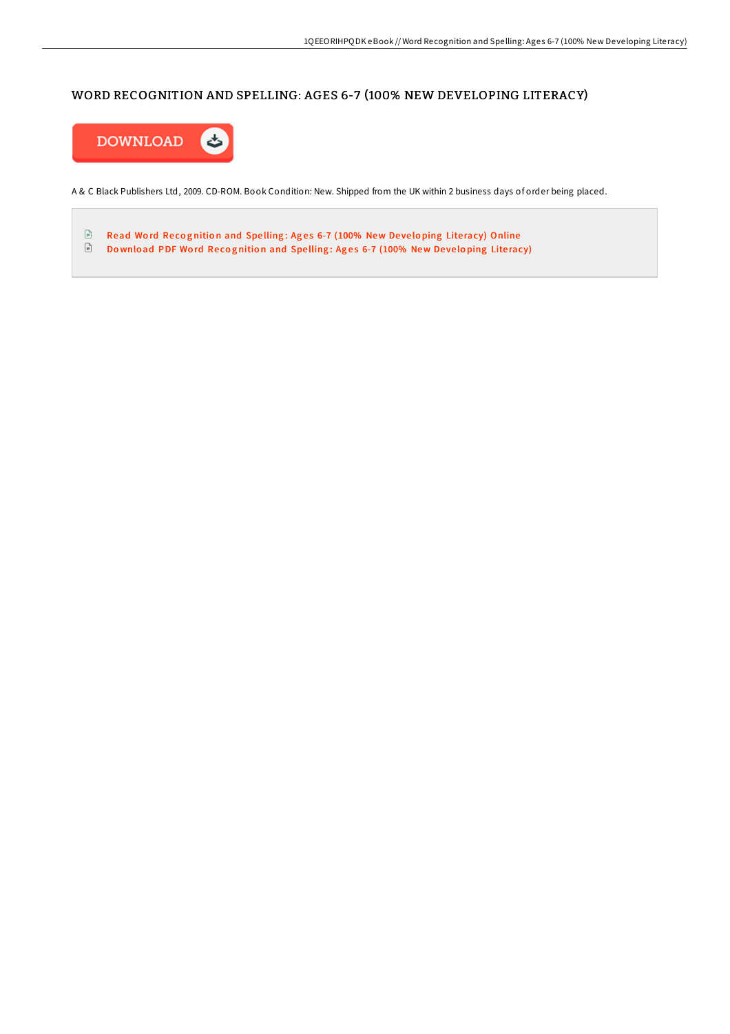# WORD RECOGNITION AND SPELLING: AGES 6-7 (100% NEW DEVELOPING LITERACY)

DOWNLOAD

A & C Black Publishers Ltd, 2009. CD-ROM. Book Condition: New. Shipped from the UK within 2 business days of order being placed.

- Read Word Recognition and Spelling: Ages 6-7 (100% New Developing Literacy) Online
- Download PDF Word Recognition and Spelling: Ages 6-7 (100% New Developing Literacy)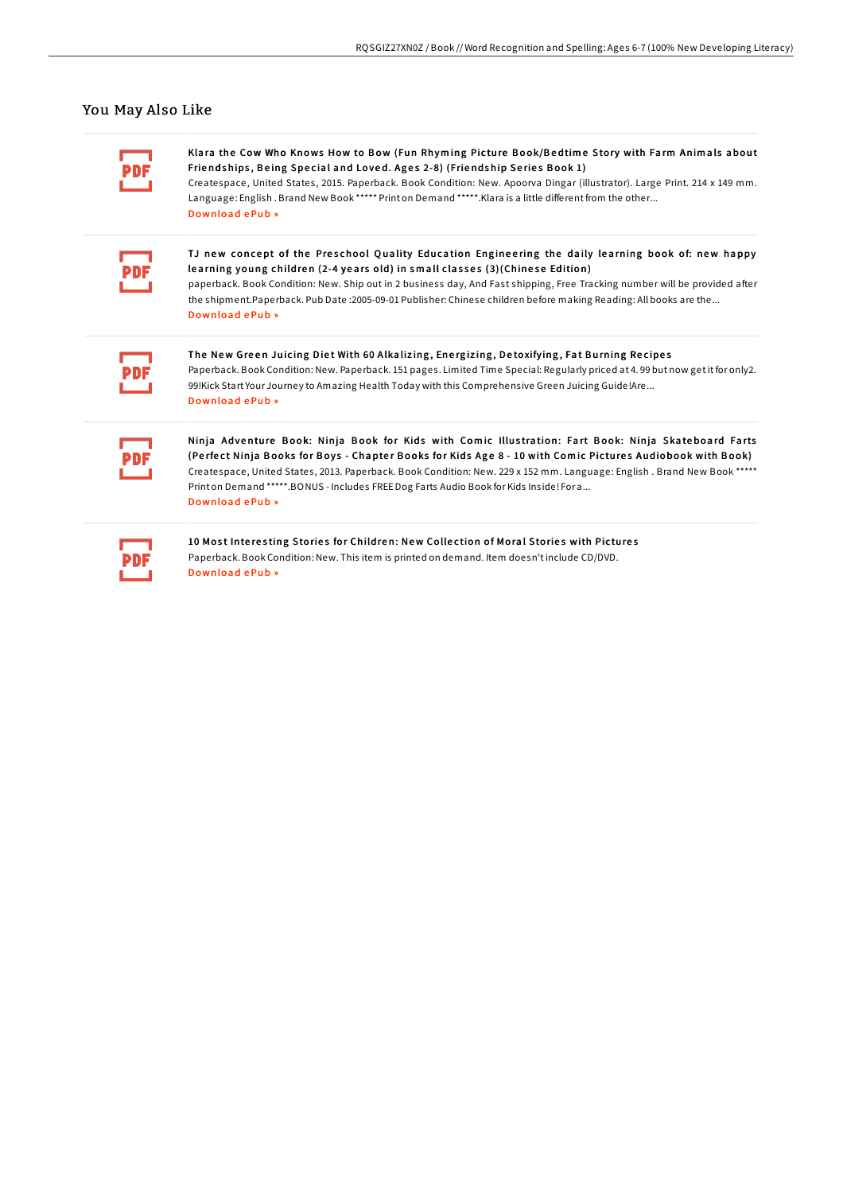## You May Also Like

**Klara the Cow Who Knows How to Bow (Fun Rhyming Picture Book/Bedtime Story with Farm Animals about Friendships, Being Special and Loved. Ages 2-8) (Friendship Series Book 1)**
Createspace, United States, 2015. Paperback. Book Condition: New. Apoorva Dingar (illustrator). Large Print. 214 x 149 mm. Language: English . Brand New Book ***** Print on Demand *****.Klara is a little different from the other...
Download ePub »

**TJ new concept of the Preschool Quality Education Engineering the daily learning book of: new happy learning young children (2-4 years old) in small classes (3)(Chinese Edition)**
paperback. Book Condition: New. Ship out in 2 business day, And Fast shipping, Free Tracking number will be provided after the shipment.Paperback. Pub Date :2005-09-01 Publisher: Chinese children before making Reading: All books are the...
Download ePub »

**The New Green Juicing Diet With 60 Alkalizing, Energizing, Detoxifying, Fat Burning Recipes**
Paperback. Book Condition: New. Paperback. 151 pages. Limited Time Special: Regularly priced at 4. 99 but now get it for only2. 99!Kick Start Your Journey to Amazing Health Today with this Comprehensive Green Juicing Guide!Are...
Download ePub »

**Ninja Adventure Book: Ninja Book for Kids with Comic Illustration: Fart Book: Ninja Skateboard Farts (Perfect Ninja Books for Boys - Chapter Books for Kids Age 8 - 10 with Comic Pictures Audiobook with Book)**
Createspace, United States, 2013. Paperback. Book Condition: New. 229 x 152 mm. Language: English . Brand New Book ***** Print on Demand *****.BONUS - Includes FREE Dog Farts Audio Book for Kids Inside! For a...
Download ePub »

**10 Most Interesting Stories for Children: New Collection of Moral Stories with Pictures**
Paperback. Book Condition: New. This item is printed on demand. Item doesn't include CD/DVD.
Download ePub »